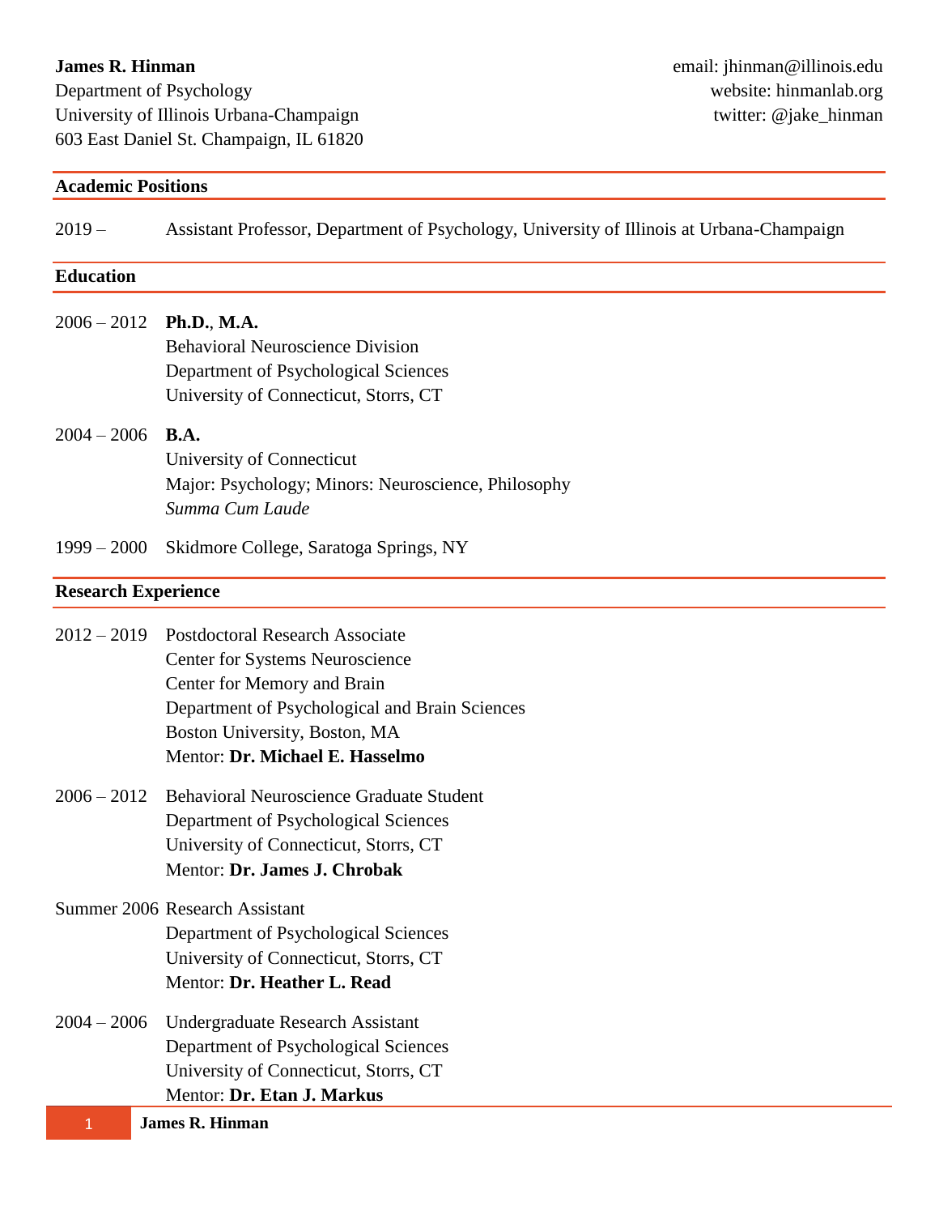**James R. Hinman**
Department of Psychology
University of Illinois Urbana-Champaign
603 East Daniel St. Champaign, IL 61820

email: jhinman@illinois.edu
website: hinmanlab.org
twitter: @jake_hinman

## Academic Positions

2019 – Assistant Professor, Department of Psychology, University of Illinois at Urbana-Champaign

## Education

2006 – 2012 **Ph.D.**, **M.A.**
Behavioral Neuroscience Division
Department of Psychological Sciences
University of Connecticut, Storrs, CT

2004 – 2006 **B.A.**
University of Connecticut
Major: Psychology; Minors: Neuroscience, Philosophy
*Summa Cum Laude*

1999 – 2000 Skidmore College, Saratoga Springs, NY

## Research Experience

2012 – 2019 Postdoctoral Research Associate
Center for Systems Neuroscience
Center for Memory and Brain
Department of Psychological and Brain Sciences
Boston University, Boston, MA
Mentor: **Dr. Michael E. Hasselmo**

2006 – 2012 Behavioral Neuroscience Graduate Student
Department of Psychological Sciences
University of Connecticut, Storrs, CT
Mentor: **Dr. James J. Chrobak**

Summer 2006 Research Assistant
Department of Psychological Sciences
University of Connecticut, Storrs, CT
Mentor: **Dr. Heather L. Read**

2004 – 2006 Undergraduate Research Assistant
Department of Psychological Sciences
University of Connecticut, Storrs, CT
Mentor: **Dr. Etan J. Markus**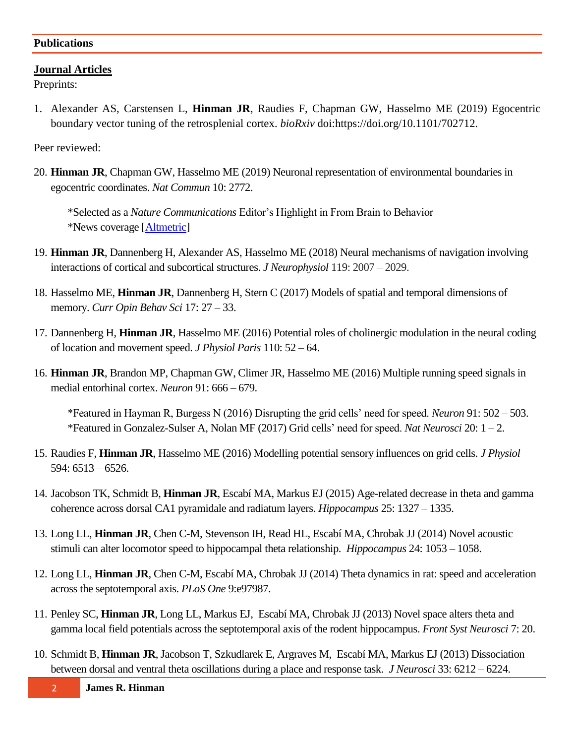## Publications

### Journal Articles

Preprints:

1. Alexander AS, Carstensen L, **Hinman JR**, Raudies F, Chapman GW, Hasselmo ME (2019) Egocentric boundary vector tuning of the retrosplenial cortex. *bioRxiv* doi:https://doi.org/10.1101/702712.

Peer reviewed:

20. **Hinman JR**, Chapman GW, Hasselmo ME (2019) Neuronal representation of environmental boundaries in egocentric coordinates. *Nat Commun* 10: 2772.

    *Selected as a *Nature Communications* Editor's Highlight in From Brain to Behavior
    *News coverage [Altmetric]

19. **Hinman JR**, Dannenberg H, Alexander AS, Hasselmo ME (2018) Neural mechanisms of navigation involving interactions of cortical and subcortical structures. *J Neurophysiol* 119: 2007 – 2029.

18. Hasselmo ME, **Hinman JR**, Dannenberg H, Stern C (2017) Models of spatial and temporal dimensions of memory. *Curr Opin Behav Sci* 17: 27 – 33.

17. Dannenberg H, **Hinman JR**, Hasselmo ME (2016) Potential roles of cholinergic modulation in the neural coding of location and movement speed. *J Physiol Paris* 110: 52 – 64.

16. **Hinman JR**, Brandon MP, Chapman GW, Climer JR, Hasselmo ME (2016) Multiple running speed signals in medial entorhinal cortex. *Neuron* 91: 666 – 679.

    *Featured in Hayman R, Burgess N (2016) Disrupting the grid cells' need for speed. *Neuron* 91: 502 – 503.
    *Featured in Gonzalez-Sulser A, Nolan MF (2017) Grid cells' need for speed. *Nat Neurosci* 20: 1 – 2.

15. Raudies F, **Hinman JR**, Hasselmo ME (2016) Modelling potential sensory influences on grid cells. *J Physiol* 594: 6513 – 6526.

14. Jacobson TK, Schmidt B, **Hinman JR**, Escabí MA, Markus EJ (2015) Age-related decrease in theta and gamma coherence across dorsal CA1 pyramidale and radiatum layers. *Hippocampus* 25: 1327 – 1335.

13. Long LL, **Hinman JR**, Chen C-M, Stevenson IH, Read HL, Escabí MA, Chrobak JJ (2014) Novel acoustic stimuli can alter locomotor speed to hippocampal theta relationship. *Hippocampus* 24: 1053 – 1058.

12. Long LL, **Hinman JR**, Chen C-M, Escabí MA, Chrobak JJ (2014) Theta dynamics in rat: speed and acceleration across the septotemporal axis. *PLoS One* 9:e97987.

11. Penley SC, **Hinman JR**, Long LL, Markus EJ, Escabí MA, Chrobak JJ (2013) Novel space alters theta and gamma local field potentials across the septotemporal axis of the rodent hippocampus. *Front Syst Neurosci* 7: 20.

10. Schmidt B, **Hinman JR**, Jacobson T, Szkudlarek E, Argraves M, Escabí MA, Markus EJ (2013) Dissociation between dorsal and ventral theta oscillations during a place and response task. *J Neurosci* 33: 6212 – 6224.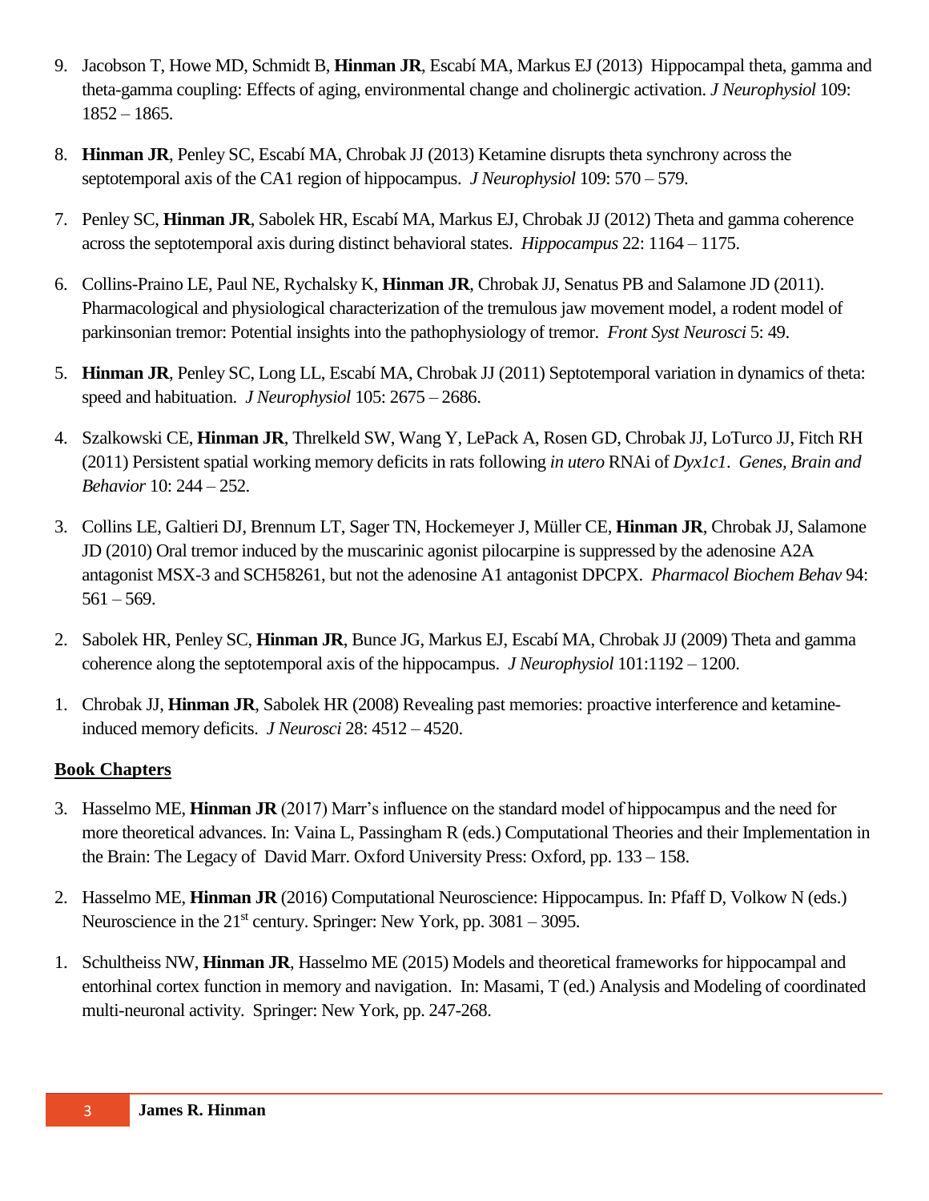9. Jacobson T, Howe MD, Schmidt B, **Hinman JR**, Escabí MA, Markus EJ (2013) Hippocampal theta, gamma and theta-gamma coupling: Effects of aging, environmental change and cholinergic activation. *J Neurophysiol* 109: 1852 – 1865.

8. **Hinman JR**, Penley SC, Escabí MA, Chrobak JJ (2013) Ketamine disrupts theta synchrony across the septotemporal axis of the CA1 region of hippocampus. *J Neurophysiol* 109: 570 – 579.

7. Penley SC, **Hinman JR**, Sabolek HR, Escabí MA, Markus EJ, Chrobak JJ (2012) Theta and gamma coherence across the septotemporal axis during distinct behavioral states. *Hippocampus* 22: 1164 – 1175.

6. Collins-Praino LE, Paul NE, Rychalsky K, **Hinman JR**, Chrobak JJ, Senatus PB and Salamone JD (2011). Pharmacological and physiological characterization of the tremulous jaw movement model, a rodent model of parkinsonian tremor: Potential insights into the pathophysiology of tremor. *Front Syst Neurosci* 5: 49.

5. **Hinman JR**, Penley SC, Long LL, Escabí MA, Chrobak JJ (2011) Septotemporal variation in dynamics of theta: speed and habituation. *J Neurophysiol* 105: 2675 – 2686.

4. Szalkowski CE, **Hinman JR**, Threlkeld SW, Wang Y, LePack A, Rosen GD, Chrobak JJ, LoTurco JJ, Fitch RH (2011) Persistent spatial working memory deficits in rats following *in utero* RNAi of *Dyx1c1*. *Genes, Brain and Behavior* 10: 244 – 252.

3. Collins LE, Galtieri DJ, Brennum LT, Sager TN, Hockemeyer J, Müller CE, **Hinman JR**, Chrobak JJ, Salamone JD (2010) Oral tremor induced by the muscarinic agonist pilocarpine is suppressed by the adenosine A2A antagonist MSX-3 and SCH58261, but not the adenosine A1 antagonist DPCPX. *Pharmacol Biochem Behav* 94: 561 – 569.

2. Sabolek HR, Penley SC, **Hinman JR**, Bunce JG, Markus EJ, Escabí MA, Chrobak JJ (2009) Theta and gamma coherence along the septotemporal axis of the hippocampus. *J Neurophysiol* 101:1192 – 1200.

1. Chrobak JJ, **Hinman JR**, Sabolek HR (2008) Revealing past memories: proactive interference and ketamine-induced memory deficits. *J Neurosci* 28: 4512 – 4520.

## Book Chapters

3. Hasselmo ME, **Hinman JR** (2017) Marr's influence on the standard model of hippocampus and the need for more theoretical advances. In: Vaina L, Passingham R (eds.) Computational Theories and their Implementation in the Brain: The Legacy of David Marr. Oxford University Press: Oxford, pp. 133 – 158.

2. Hasselmo ME, **Hinman JR** (2016) Computational Neuroscience: Hippocampus. In: Pfaff D, Volkow N (eds.) Neuroscience in the 21st century. Springer: New York, pp. 3081 – 3095.

1. Schultheiss NW, **Hinman JR**, Hasselmo ME (2015) Models and theoretical frameworks for hippocampal and entorhinal cortex function in memory and navigation. In: Masami, T (ed.) Analysis and Modeling of coordinated multi-neuronal activity. Springer: New York, pp. 247-268.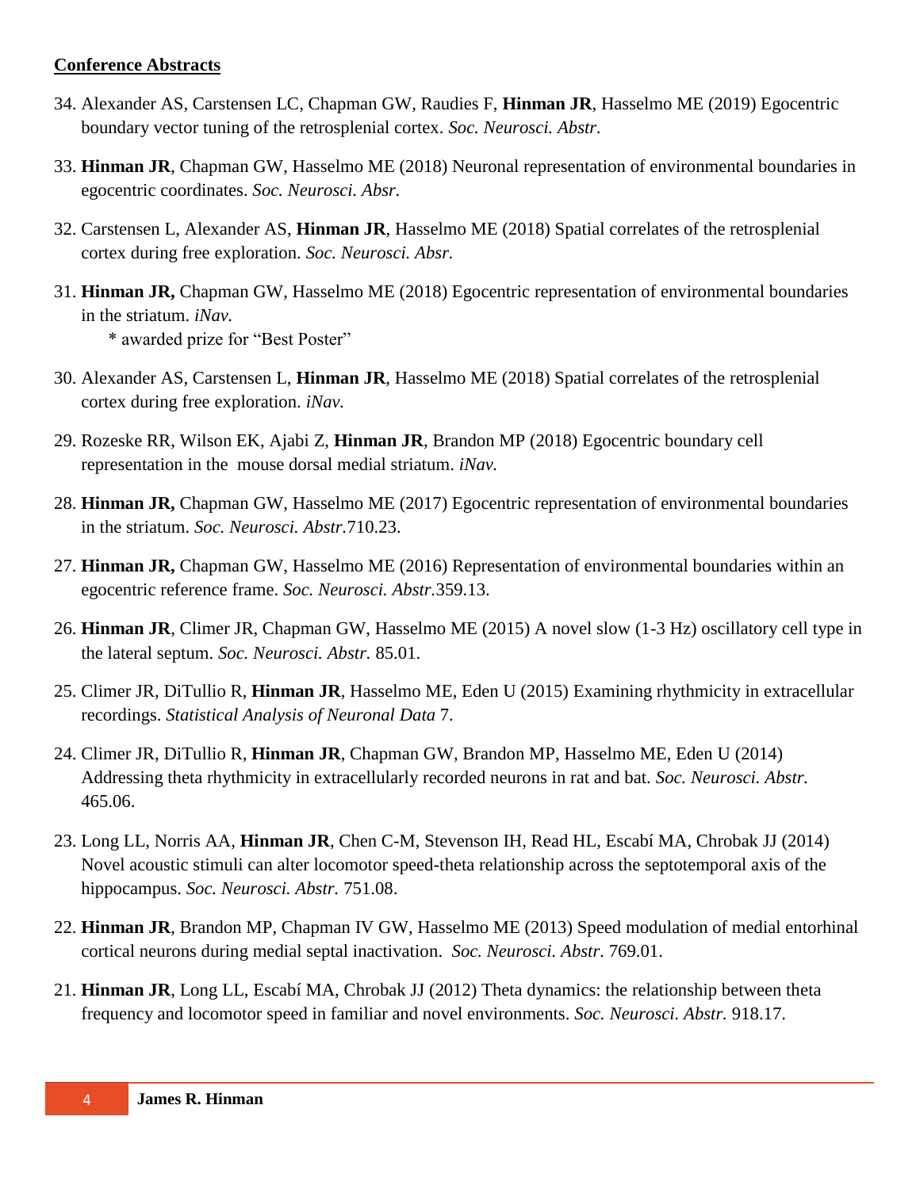**Conference Abstracts**

34. Alexander AS, Carstensen LC, Chapman GW, Raudies F, **Hinman JR**, Hasselmo ME (2019) Egocentric boundary vector tuning of the retrosplenial cortex. *Soc. Neurosci. Abstr.*

33. **Hinman JR**, Chapman GW, Hasselmo ME (2018) Neuronal representation of environmental boundaries in egocentric coordinates. *Soc. Neurosci. Absr.*

32. Carstensen L, Alexander AS, **Hinman JR**, Hasselmo ME (2018) Spatial correlates of the retrosplenial cortex during free exploration. *Soc. Neurosci. Absr.*

31. **Hinman JR,** Chapman GW, Hasselmo ME (2018) Egocentric representation of environmental boundaries in the striatum. *iNav.*
    * awarded prize for "Best Poster"

30. Alexander AS, Carstensen L, **Hinman JR**, Hasselmo ME (2018) Spatial correlates of the retrosplenial cortex during free exploration. *iNav.*

29. Rozeske RR, Wilson EK, Ajabi Z, **Hinman JR**, Brandon MP (2018) Egocentric boundary cell representation in the mouse dorsal medial striatum. *iNav.*

28. **Hinman JR,** Chapman GW, Hasselmo ME (2017) Egocentric representation of environmental boundaries in the striatum. *Soc. Neurosci. Abstr*.710.23.

27. **Hinman JR,** Chapman GW, Hasselmo ME (2016) Representation of environmental boundaries within an egocentric reference frame. *Soc. Neurosci. Abstr*.359.13.

26. **Hinman JR**, Climer JR, Chapman GW, Hasselmo ME (2015) A novel slow (1-3 Hz) oscillatory cell type in the lateral septum. *Soc. Neurosci. Abstr.* 85.01.

25. Climer JR, DiTullio R, **Hinman JR**, Hasselmo ME, Eden U (2015) Examining rhythmicity in extracellular recordings. *Statistical Analysis of Neuronal Data* 7.

24. Climer JR, DiTullio R, **Hinman JR**, Chapman GW, Brandon MP, Hasselmo ME, Eden U (2014) Addressing theta rhythmicity in extracellularly recorded neurons in rat and bat. *Soc. Neurosci. Abstr.* 465.06.

23. Long LL, Norris AA, **Hinman JR**, Chen C-M, Stevenson IH, Read HL, Escabí MA, Chrobak JJ (2014) Novel acoustic stimuli can alter locomotor speed-theta relationship across the septotemporal axis of the hippocampus. *Soc. Neurosci. Abstr.* 751.08.

22. **Hinman JR**, Brandon MP, Chapman IV GW, Hasselmo ME (2013) Speed modulation of medial entorhinal cortical neurons during medial septal inactivation. *Soc. Neurosci. Abstr.* 769.01.

21. **Hinman JR**, Long LL, Escabí MA, Chrobak JJ (2012) Theta dynamics: the relationship between theta frequency and locomotor speed in familiar and novel environments. *Soc. Neurosci. Abstr.* 918.17.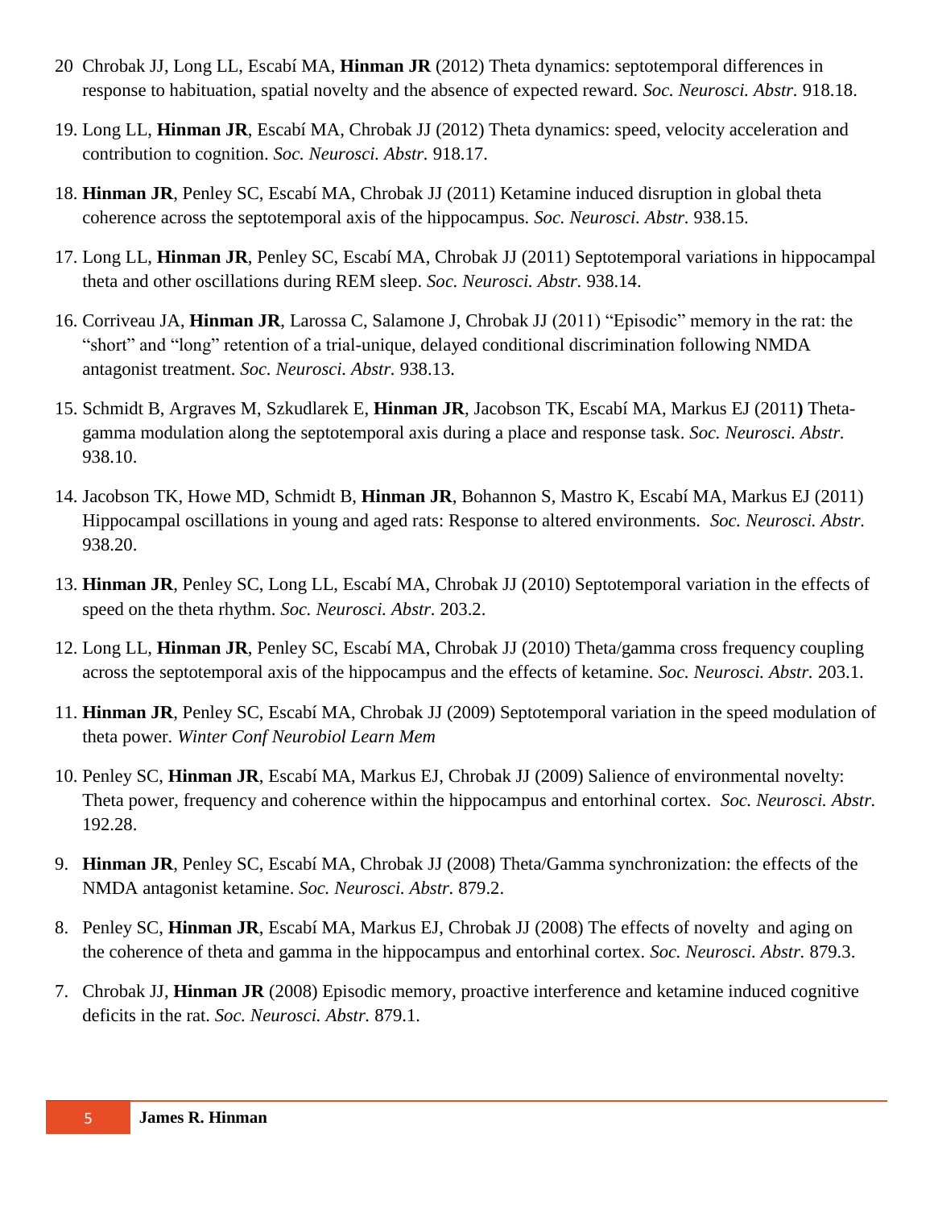20. Chrobak JJ, Long LL, Escabí MA, **Hinman JR** (2012) Theta dynamics: septotemporal differences in response to habituation, spatial novelty and the absence of expected reward. *Soc. Neurosci. Abstr.* 918.18.

19. Long LL, **Hinman JR**, Escabí MA, Chrobak JJ (2012) Theta dynamics: speed, velocity acceleration and contribution to cognition. *Soc. Neurosci. Abstr.* 918.17.

18. **Hinman JR**, Penley SC, Escabí MA, Chrobak JJ (2011) Ketamine induced disruption in global theta coherence across the septotemporal axis of the hippocampus. *Soc. Neurosci. Abstr.* 938.15.

17. Long LL, **Hinman JR**, Penley SC, Escabí MA, Chrobak JJ (2011) Septotemporal variations in hippocampal theta and other oscillations during REM sleep. *Soc. Neurosci. Abstr.* 938.14.

16. Corriveau JA, **Hinman JR**, Larossa C, Salamone J, Chrobak JJ (2011) "Episodic" memory in the rat: the "short" and "long" retention of a trial-unique, delayed conditional discrimination following NMDA antagonist treatment. *Soc. Neurosci. Abstr.* 938.13.

15. Schmidt B, Argraves M, Szkudlarek E, **Hinman JR**, Jacobson TK, Escabí MA, Markus EJ (2011**)** Theta-gamma modulation along the septotemporal axis during a place and response task. *Soc. Neurosci. Abstr.* 938.10.

14. Jacobson TK, Howe MD, Schmidt B, **Hinman JR**, Bohannon S, Mastro K, Escabí MA, Markus EJ (2011) Hippocampal oscillations in young and aged rats: Response to altered environments. *Soc. Neurosci. Abstr.* 938.20.

13. **Hinman JR**, Penley SC, Long LL, Escabí MA, Chrobak JJ (2010) Septotemporal variation in the effects of speed on the theta rhythm. *Soc. Neurosci. Abstr.* 203.2.

12. Long LL, **Hinman JR**, Penley SC, Escabí MA, Chrobak JJ (2010) Theta/gamma cross frequency coupling across the septotemporal axis of the hippocampus and the effects of ketamine. *Soc. Neurosci. Abstr.* 203.1.

11. **Hinman JR**, Penley SC, Escabí MA, Chrobak JJ (2009) Septotemporal variation in the speed modulation of theta power. *Winter Conf Neurobiol Learn Mem*

10. Penley SC, **Hinman JR**, Escabí MA, Markus EJ, Chrobak JJ (2009) Salience of environmental novelty: Theta power, frequency and coherence within the hippocampus and entorhinal cortex. *Soc. Neurosci. Abstr.* 192.28.

9. **Hinman JR**, Penley SC, Escabí MA, Chrobak JJ (2008) Theta/Gamma synchronization: the effects of the NMDA antagonist ketamine. *Soc. Neurosci. Abstr*. 879.2.

8. Penley SC, **Hinman JR**, Escabí MA, Markus EJ, Chrobak JJ (2008) The effects of novelty and aging on the coherence of theta and gamma in the hippocampus and entorhinal cortex. *Soc. Neurosci. Abstr.* 879.3.

7. Chrobak JJ, **Hinman JR** (2008) Episodic memory, proactive interference and ketamine induced cognitive deficits in the rat. *Soc. Neurosci. Abstr.* 879.1.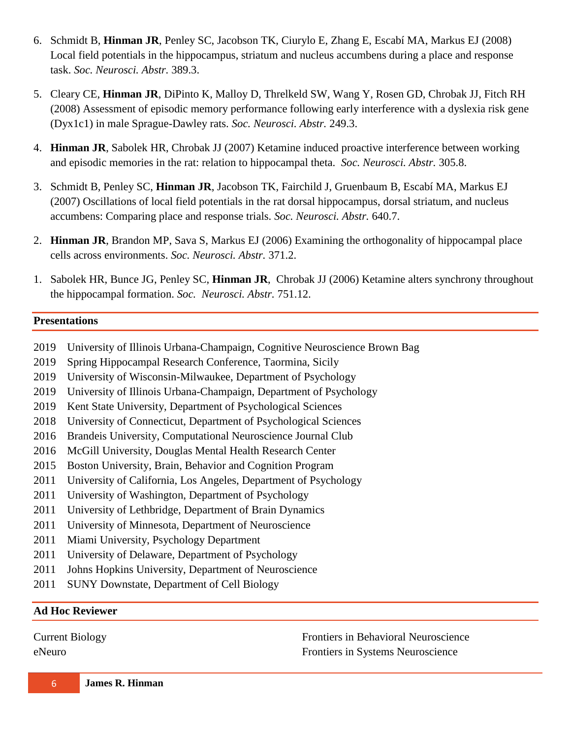6. Schmidt B, **Hinman JR**, Penley SC, Jacobson TK, Ciurylo E, Zhang E, Escabí MA, Markus EJ (2008) Local field potentials in the hippocampus, striatum and nucleus accumbens during a place and response task. *Soc. Neurosci. Abstr.* 389.3.

5. Cleary CE, **Hinman JR**, DiPinto K, Malloy D, Threlkeld SW, Wang Y, Rosen GD, Chrobak JJ, Fitch RH (2008) Assessment of episodic memory performance following early interference with a dyslexia risk gene (Dyx1c1) in male Sprague-Dawley rats. *Soc. Neurosci. Abstr.* 249.3.

4. **Hinman JR**, Sabolek HR, Chrobak JJ (2007) Ketamine induced proactive interference between working and episodic memories in the rat: relation to hippocampal theta. *Soc. Neurosci. Abstr.* 305.8.

3. Schmidt B, Penley SC, **Hinman JR**, Jacobson TK, Fairchild J, Gruenbaum B, Escabí MA, Markus EJ (2007) Oscillations of local field potentials in the rat dorsal hippocampus, dorsal striatum, and nucleus accumbens: Comparing place and response trials. *Soc. Neurosci. Abstr.* 640.7.

2. **Hinman JR**, Brandon MP, Sava S, Markus EJ (2006) Examining the orthogonality of hippocampal place cells across environments. *Soc. Neurosci. Abstr.* 371.2.

1. Sabolek HR, Bunce JG, Penley SC, **Hinman JR**, Chrobak JJ (2006) Ketamine alters synchrony throughout the hippocampal formation. *Soc. Neurosci. Abstr.* 751.12.

## Presentations

2019 University of Illinois Urbana-Champaign, Cognitive Neuroscience Brown Bag
2019 Spring Hippocampal Research Conference, Taormina, Sicily
2019 University of Wisconsin-Milwaukee, Department of Psychology
2019 University of Illinois Urbana-Champaign, Department of Psychology
2019 Kent State University, Department of Psychological Sciences
2018 University of Connecticut, Department of Psychological Sciences
2016 Brandeis University, Computational Neuroscience Journal Club
2016 McGill University, Douglas Mental Health Research Center
2015 Boston University, Brain, Behavior and Cognition Program
2011 University of California, Los Angeles, Department of Psychology
2011 University of Washington, Department of Psychology
2011 University of Lethbridge, Department of Brain Dynamics
2011 University of Minnesota, Department of Neuroscience
2011 Miami University, Psychology Department
2011 University of Delaware, Department of Psychology
2011 Johns Hopkins University, Department of Neuroscience
2011 SUNY Downstate, Department of Cell Biology

## Ad Hoc Reviewer

Current Biology
eNeuro
Frontiers in Behavioral Neuroscience
Frontiers in Systems Neuroscience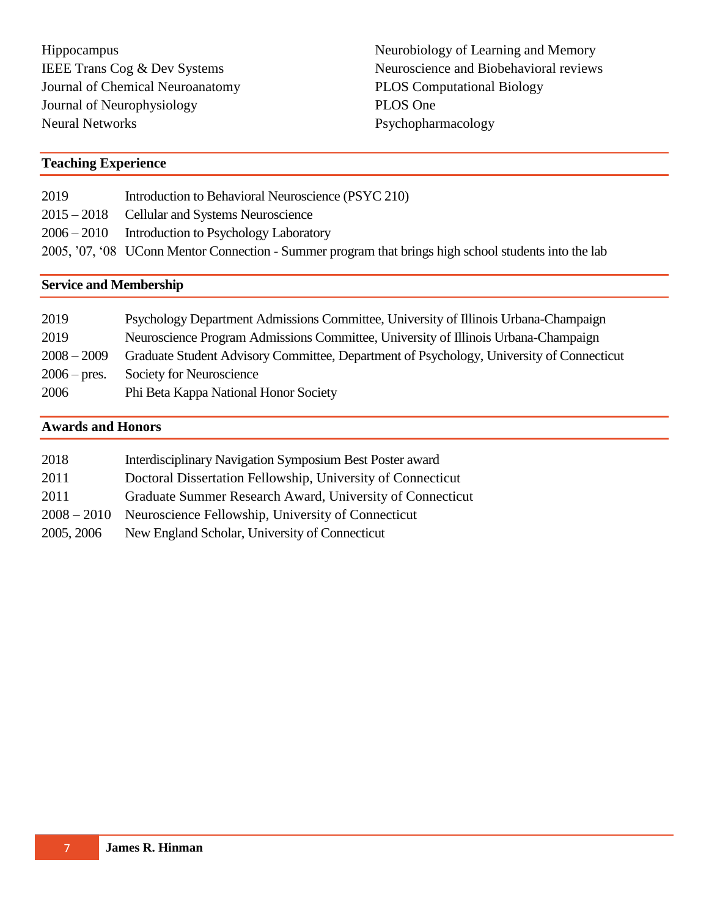Hippocampus
IEEE Trans Cog & Dev Systems
Journal of Chemical Neuroanatomy
Journal of Neurophysiology
Neural Networks
Neurobiology of Learning and Memory
Neuroscience and Biobehavioral reviews
PLOS Computational Biology
PLOS One
Psychopharmacology

## Teaching Experience

| | |
|---|---|
| 2019 | Introduction to Behavioral Neuroscience (PSYC 210) |
| 2015 – 2018 | Cellular and Systems Neuroscience |
| 2006 – 2010 | Introduction to Psychology Laboratory |
| 2005, ’07, ‘08 | UConn Mentor Connection - Summer program that brings high school students into the lab |

## Service and Membership

| | |
|---|---|
| 2019 | Psychology Department Admissions Committee, University of Illinois Urbana-Champaign |
| 2019 | Neuroscience Program Admissions Committee, University of Illinois Urbana-Champaign |
| 2008 – 2009 | Graduate Student Advisory Committee, Department of Psychology, University of Connecticut |
| 2006 – pres. | Society for Neuroscience |
| 2006 | Phi Beta Kappa National Honor Society |

## Awards and Honors

| | |
|---|---|
| 2018 | Interdisciplinary Navigation Symposium Best Poster award |
| 2011 | Doctoral Dissertation Fellowship, University of Connecticut |
| 2011 | Graduate Summer Research Award, University of Connecticut |
| 2008 – 2010 | Neuroscience Fellowship, University of Connecticut |
| 2005, 2006 | New England Scholar, University of Connecticut |